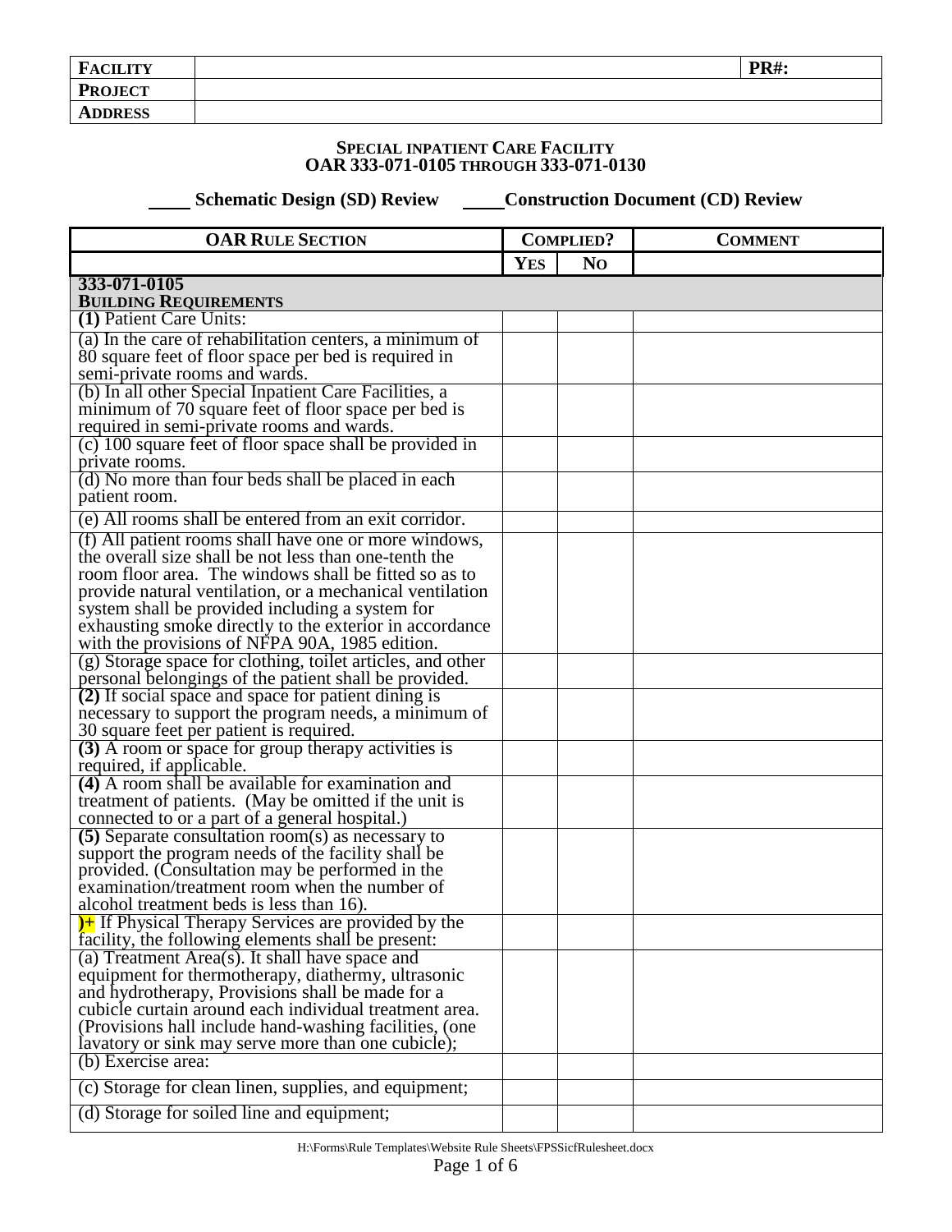| **FACILITY** | | **PR#:** |
|---|---|---|
| **PROJECT** | | |
| **ADDRESS** | | |

**SPECIAL INPATIENT CARE FACILITY**
**OAR 333-071-0105 THROUGH 333-071-0130**

_____ **Schematic Design (SD) Review** _____ **Construction Document (CD) Review**

| **OAR RULE SECTION** | **COMPLIED?** | | **COMMENT** |
|---|---|---|---|
| | **YES** | **NO** | |
| **333-071-0105 BUILDING REQUIREMENTS** | | | |
| **(1)** Patient Care Units: | | | |
| (a) In the care of rehabilitation centers, a minimum of 80 square feet of floor space per bed is required in semi-private rooms and wards. | | | |
| (b) In all other Special Inpatient Care Facilities, a minimum of 70 square feet of floor space per bed is required in semi-private rooms and wards. | | | |
| (c) 100 square feet of floor space shall be provided in private rooms. | | | |
| (d) No more than four beds shall be placed in each patient room. | | | |
| (e) All rooms shall be entered from an exit corridor. | | | |
| (f) All patient rooms shall have one or more windows, the overall size shall be not less than one-tenth the room floor area. The windows shall be fitted so as to provide natural ventilation, or a mechanical ventilation system shall be provided including a system for exhausting smoke directly to the exterior in accordance with the provisions of NFPA 90A, 1985 edition. | | | |
| (g) Storage space for clothing, toilet articles, and other personal belongings of the patient shall be provided. | | | |
| **(2)** If social space and space for patient dining is necessary to support the program needs, a minimum of 30 square feet per patient is required. | | | |
| **(3)** A room or space for group therapy activities is required, if applicable. | | | |
| **(4)** A room shall be available for examination and treatment of patients. (May be omitted if the unit is connected to or a part of a general hospital.) | | | |
| **(5)** Separate consultation room(s) as necessary to support the program needs of the facility shall be provided. (Consultation may be performed in the examination/treatment room when the number of alcohol treatment beds is less than 16). | | | |
| **)+** If Physical Therapy Services are provided by the facility, the following elements shall be present: | | | |
| (a) Treatment Area(s). It shall have space and equipment for thermotherapy, diathermy, ultrasonic and hydrotherapy, Provisions shall be made for a cubicle curtain around each individual treatment area. (Provisions hall include hand-washing facilities, (one lavatory or sink may serve more than one cubicle); | | | |
| (b) Exercise area: | | | |
| (c) Storage for clean linen, supplies, and equipment; | | | |
| (d) Storage for soiled line and equipment; | | | |

H:\Forms\Rule Templates\Website Rule Sheets\FPSSicfRulesheet.docx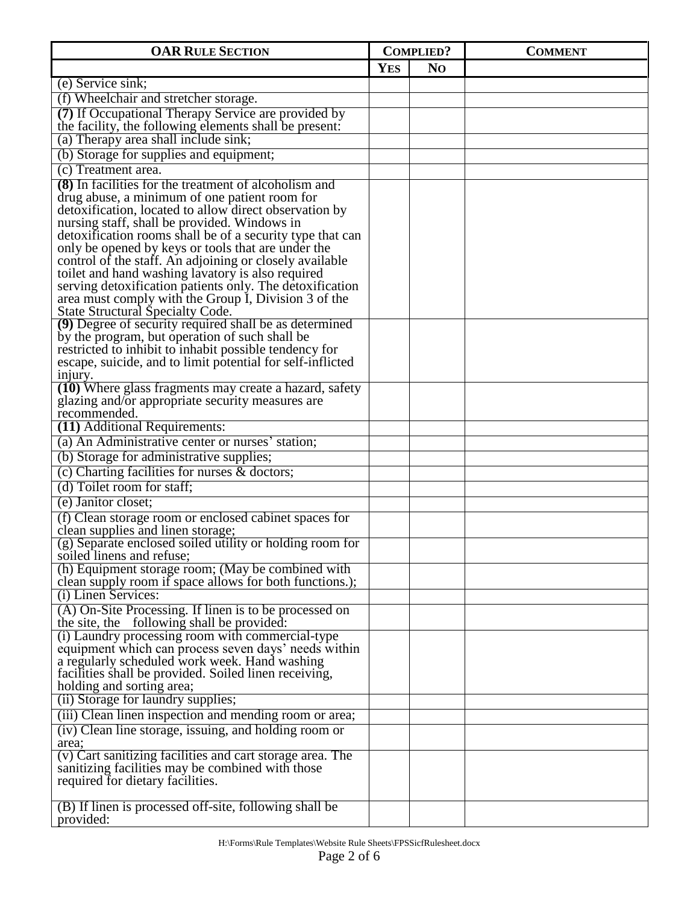| OAR RULE SECTION | COMPLIED? | | COMMENT |
|---|---|---|---|
| | YES | NO | |
| (e) Service sink; | | | |
| (f) Wheelchair and stretcher storage. | | | |
| **(7)** If Occupational Therapy Service are provided by the facility, the following elements shall be present: | | | |
| (a) Therapy area shall include sink; | | | |
| (b) Storage for supplies and equipment; | | | |
| (c) Treatment area. | | | |
| **(8)** In facilities for the treatment of alcoholism and drug abuse, a minimum of one patient room for detoxification, located to allow direct observation by nursing staff, shall be provided. Windows in detoxification rooms shall be of a security type that can only be opened by keys or tools that are under the control of the staff. An adjoining or closely available toilet and hand washing lavatory is also required serving detoxification patients only. The detoxification area must comply with the Group I, Division 3 of the State Structural Specialty Code. | | | |
| **(9)** Degree of security required shall be as determined by the program, but operation of such shall be restricted to inhibit to inhabit possible tendency for escape, suicide, and to limit potential for self-inflicted injury. | | | |
| **(10)** Where glass fragments may create a hazard, safety glazing and/or appropriate security measures are recommended. | | | |
| **(11)** Additional Requirements: | | | |
| (a) An Administrative center or nurses' station; | | | |
| (b) Storage for administrative supplies; | | | |
| (c) Charting facilities for nurses & doctors; | | | |
| (d) Toilet room for staff; | | | |
| (e) Janitor closet; | | | |
| (f) Clean storage room or enclosed cabinet spaces for clean supplies and linen storage; | | | |
| (g) Separate enclosed soiled utility or holding room for soiled linens and refuse; | | | |
| (h) Equipment storage room; (May be combined with clean supply room if space allows for both functions.); | | | |
| (i) Linen Services: | | | |
| (A) On-Site Processing. If linen is to be processed on the site, the following shall be provided: | | | |
| (i) Laundry processing room with commercial-type equipment which can process seven days' needs within a regularly scheduled work week. Hand washing facilities shall be provided. Soiled linen receiving, holding and sorting area; | | | |
| (ii) Storage for laundry supplies; | | | |
| (iii) Clean linen inspection and mending room or area; | | | |
| (iv) Clean line storage, issuing, and holding room or area; | | | |
| (v) Cart sanitizing facilities and cart storage area. The sanitizing facilities may be combined with those required for dietary facilities. | | | |
| (B) If linen is processed off-site, following shall be provided: | | | |

H:\Forms\Rule Templates\Website Rule Sheets\FPSSicfRulesheet.docx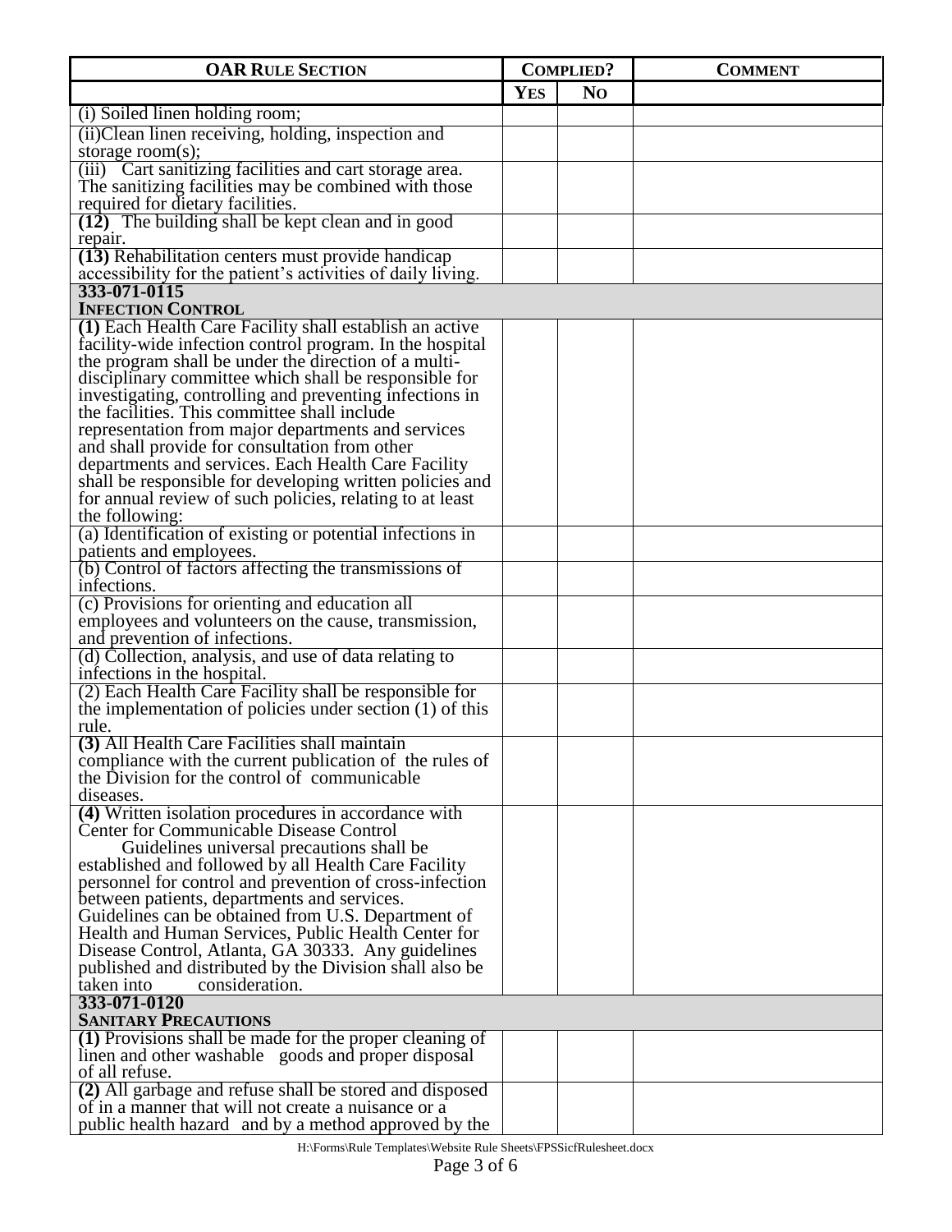| **OAR RULE SECTION** | **COMPLIED?** | | **COMMENT** |
|---|---|---|---|
| | **YES** | **NO** | |
| (i) Soiled linen holding room; | | | |
| (ii)Clean linen receiving, holding, inspection and storage room(s); | | | |
| (iii) Cart sanitizing facilities and cart storage area. The sanitizing facilities may be combined with those required for dietary facilities. | | | |
| **(12)** The building shall be kept clean and in good repair. | | | |
| **(13)** Rehabilitation centers must provide handicap accessibility for the patient's activities of daily living. | | | |
| **333-071-0115** **INFECTION CONTROL** | | | |
| **(1)** Each Health Care Facility shall establish an active facility-wide infection control program. In the hospital the program shall be under the direction of a multi-disciplinary committee which shall be responsible for investigating, controlling and preventing infections in the facilities. This committee shall include representation from major departments and services and shall provide for consultation from other departments and services. Each Health Care Facility shall be responsible for developing written policies and for annual review of such policies, relating to at least the following: | | | |
| (a) Identification of existing or potential infections in patients and employees. | | | |
| (b) Control of factors affecting the transmissions of infections. | | | |
| (c) Provisions for orienting and education all employees and volunteers on the cause, transmission, and prevention of infections. | | | |
| (d) Collection, analysis, and use of data relating to infections in the hospital. | | | |
| (2) Each Health Care Facility shall be responsible for the implementation of policies under section (1) of this rule. | | | |
| **(3)** All Health Care Facilities shall maintain compliance with the current publication of the rules of the Division for the control of communicable diseases. | | | |
| **(4)** Written isolation procedures in accordance with Center for Communicable Disease Control Guidelines universal precautions shall be established and followed by all Health Care Facility personnel for control and prevention of cross-infection between patients, departments and services. Guidelines can be obtained from U.S. Department of Health and Human Services, Public Health Center for Disease Control, Atlanta, GA 30333. Any guidelines published and distributed by the Division shall also be taken into consideration. | | | |
| **333-071-0120** **SANITARY PRECAUTIONS** | | | |
| **(1)** Provisions shall be made for the proper cleaning of linen and other washable goods and proper disposal of all refuse. | | | |
| **(2)** All garbage and refuse shall be stored and disposed of in a manner that will not create a nuisance or a public health hazard and by a method approved by the | | | |

H:\Forms\Rule Templates\Website Rule Sheets\FPSSicfRulesheet.docx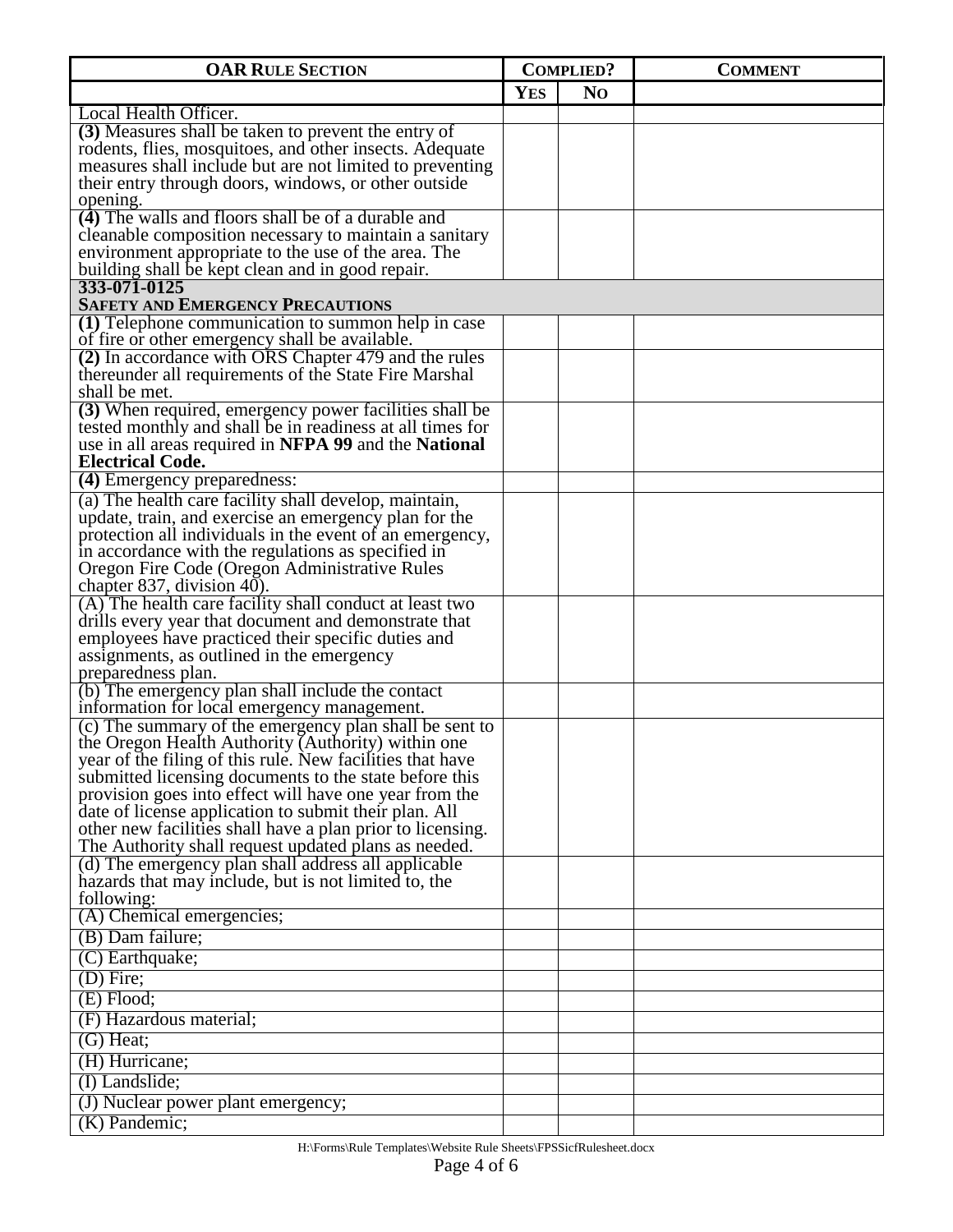| **OAR RULE SECTION** | **COMPLIED?** | | **COMMENT** |
|---|---|---|---|
| | **YES** | **NO** | |
| Local Health Officer. | | | |
| **(3)** Measures shall be taken to prevent the entry of rodents, flies, mosquitoes, and other insects. Adequate measures shall include but are not limited to preventing their entry through doors, windows, or other outside opening. | | | |
| **(4)** The walls and floors shall be of a durable and cleanable composition necessary to maintain a sanitary environment appropriate to the use of the area. The building shall be kept clean and in good repair. | | | |
| **333-071-0125 SAFETY AND EMERGENCY PRECAUTIONS** | | | |
| **(1)** Telephone communication to summon help in case of fire or other emergency shall be available. | | | |
| **(2)** In accordance with ORS Chapter 479 and the rules thereunder all requirements of the State Fire Marshal shall be met. | | | |
| **(3)** When required, emergency power facilities shall be tested monthly and shall be in readiness at all times for use in all areas required in **NFPA 99** and the **National Electrical Code.** | | | |
| **(4)** Emergency preparedness: | | | |
| (a) The health care facility shall develop, maintain, update, train, and exercise an emergency plan for the protection all individuals in the event of an emergency, in accordance with the regulations as specified in Oregon Fire Code (Oregon Administrative Rules chapter 837, division 40). | | | |
| (A) The health care facility shall conduct at least two drills every year that document and demonstrate that employees have practiced their specific duties and assignments, as outlined in the emergency preparedness plan. | | | |
| (b) The emergency plan shall include the contact information for local emergency management. | | | |
| (c) The summary of the emergency plan shall be sent to the Oregon Health Authority (Authority) within one year of the filing of this rule. New facilities that have submitted licensing documents to the state before this provision goes into effect will have one year from the date of license application to submit their plan. All other new facilities shall have a plan prior to licensing. The Authority shall request updated plans as needed. | | | |
| (d) The emergency plan shall address all applicable hazards that may include, but is not limited to, the following: | | | |
| (A) Chemical emergencies; | | | |
| (B) Dam failure; | | | |
| (C) Earthquake; | | | |
| (D) Fire; | | | |
| (E) Flood; | | | |
| (F) Hazardous material; | | | |
| (G) Heat; | | | |
| (H) Hurricane; | | | |
| (I) Landslide; | | | |
| (J) Nuclear power plant emergency; | | | |
| (K) Pandemic; | | | |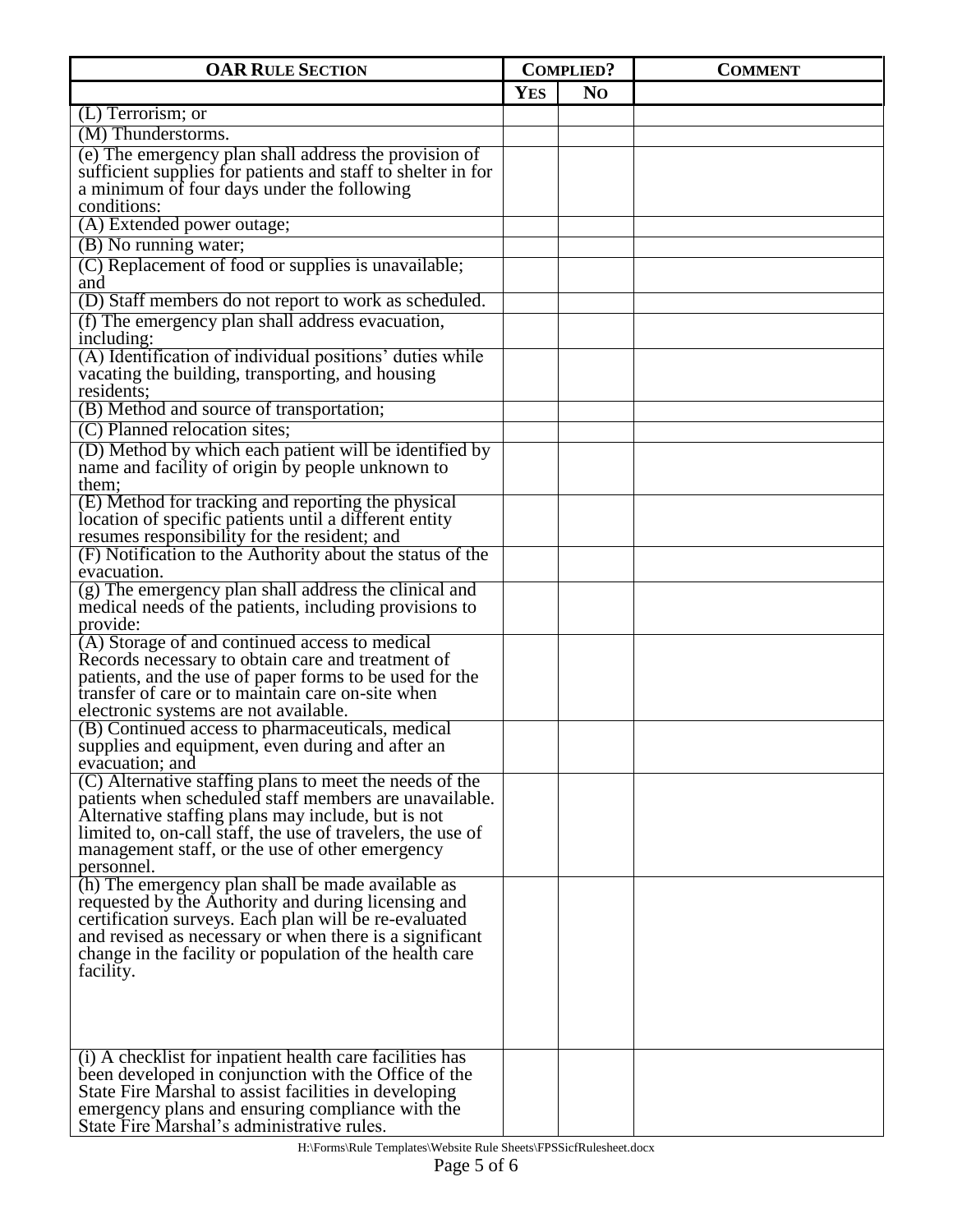| OAR RULE SECTION | COMPLIED? | | COMMENT |
|---|---|---|---|
| | YES | NO | |
| (L) Terrorism; or | | | |
| (M) Thunderstorms. | | | |
| (e) The emergency plan shall address the provision of sufficient supplies for patients and staff to shelter in for a minimum of four days under the following conditions: | | | |
| (A) Extended power outage; | | | |
| (B) No running water; | | | |
| (C) Replacement of food or supplies is unavailable; and | | | |
| (D) Staff members do not report to work as scheduled. | | | |
| (f) The emergency plan shall address evacuation, including: | | | |
| (A) Identification of individual positions' duties while vacating the building, transporting, and housing residents; | | | |
| (B) Method and source of transportation; | | | |
| (C) Planned relocation sites; | | | |
| (D) Method by which each patient will be identified by name and facility of origin by people unknown to them; | | | |
| (E) Method for tracking and reporting the physical location of specific patients until a different entity resumes responsibility for the resident; and | | | |
| (F) Notification to the Authority about the status of the evacuation. | | | |
| (g) The emergency plan shall address the clinical and medical needs of the patients, including provisions to provide: | | | |
| (A) Storage of and continued access to medical Records necessary to obtain care and treatment of patients, and the use of paper forms to be used for the transfer of care or to maintain care on-site when electronic systems are not available. | | | |
| (B) Continued access to pharmaceuticals, medical supplies and equipment, even during and after an evacuation; and | | | |
| (C) Alternative staffing plans to meet the needs of the patients when scheduled staff members are unavailable. Alternative staffing plans may include, but is not limited to, on-call staff, the use of travelers, the use of management staff, or the use of other emergency personnel. | | | |
| (h) The emergency plan shall be made available as requested by the Authority and during licensing and certification surveys. Each plan will be re-evaluated and revised as necessary or when there is a significant change in the facility or population of the health care facility. | | | |
| (i) A checklist for inpatient health care facilities has been developed in conjunction with the Office of the State Fire Marshal to assist facilities in developing emergency plans and ensuring compliance with the State Fire Marshal's administrative rules. | | | |

H:\Forms\Rule Templates\Website Rule Sheets\FPSSicfRulesheet.docx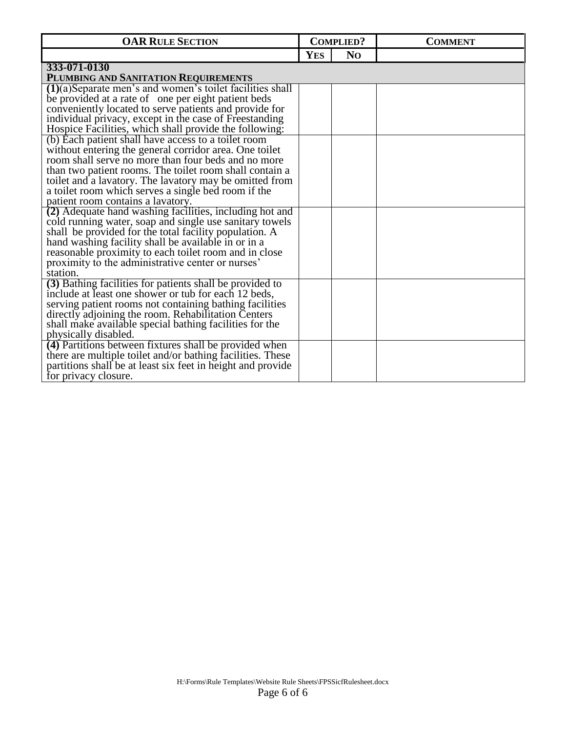| OAR Rule Section | Complied? | | Comment |
|---|---|---|---|
| | Yes | No | |
| **333-071-0130 PLUMBING AND SANITATION REQUIREMENTS** | | | |
| **(1)**(a)Separate men's and women's toilet facilities shall be provided at a rate of one per eight patient beds conveniently located to serve patients and provide for individual privacy, except in the case of Freestanding Hospice Facilities, which shall provide the following: | | | |
| (b) Each patient shall have access to a toilet room without entering the general corridor area. One toilet room shall serve no more than four beds and no more than two patient rooms. The toilet room shall contain a toilet and a lavatory. The lavatory may be omitted from a toilet room which serves a single bed room if the patient room contains a lavatory. | | | |
| **(2)** Adequate hand washing facilities, including hot and cold running water, soap and single use sanitary towels shall be provided for the total facility population. A hand washing facility shall be available in or in a reasonable proximity to each toilet room and in close proximity to the administrative center or nurses' station. | | | |
| **(3)** Bathing facilities for patients shall be provided to include at least one shower or tub for each 12 beds, serving patient rooms not containing bathing facilities directly adjoining the room. Rehabilitation Centers shall make available special bathing facilities for the physically disabled. | | | |
| **(4)** Partitions between fixtures shall be provided when there are multiple toilet and/or bathing facilities. These partitions shall be at least six feet in height and provide for privacy closure. | | | |

H:\Forms\Rule Templates\Website Rule Sheets\FPSSicfRulesheet.docx